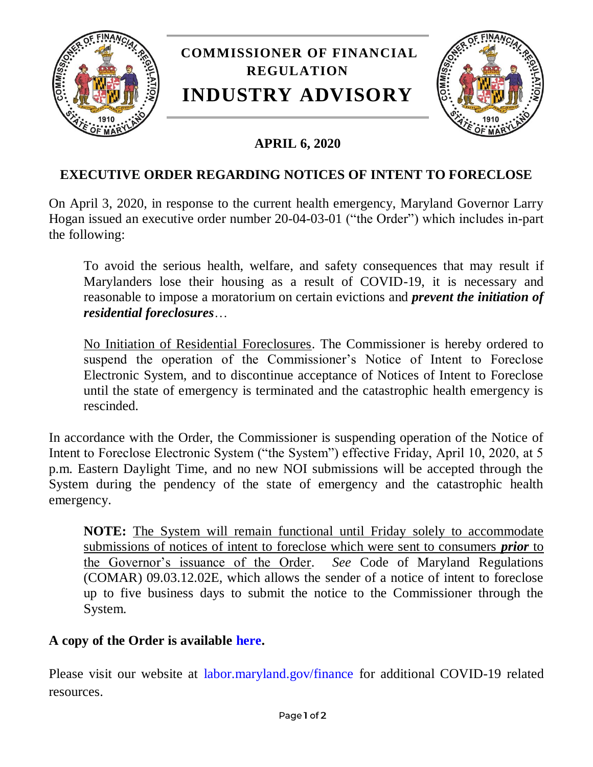# COMMISSIONER OF FINANCIAL REGULATION

# INDUSTRY ADVISORY

**APRIL 6, 2020**

## EXECUTIVE ORDER REGARDING NOTICES OF INTENT TO FORECLOSE

On April 3, 2020, in response to the current health emergency, Maryland Governor Larry Hogan issued an executive order number 20-04-03-01 ("the Order") which includes in-part the following:

> To avoid the serious health, welfare, and safety consequences that may result if Marylanders lose their housing as a result of COVID-19, it is necessary and reasonable to impose a moratorium on certain evictions and ***prevent the initiation of residential foreclosures***…
>
> <u>No Initiation of Residential Foreclosures</u>. The Commissioner is hereby ordered to suspend the operation of the Commissioner's Notice of Intent to Foreclose Electronic System, and to discontinue acceptance of Notices of Intent to Foreclose until the state of emergency is terminated and the catastrophic health emergency is rescinded.

In accordance with the Order, the Commissioner is suspending operation of the Notice of Intent to Foreclose Electronic System ("the System") effective Friday, April 10, 2020, at 5 p.m. Eastern Daylight Time, and no new NOI submissions will be accepted through the System during the pendency of the state of emergency and the catastrophic health emergency.

> **NOTE:** <u>The System will remain functional until Friday solely to accommodate submissions of notices of intent to foreclose which were sent to consumers ***prior*** to the Governor's issuance of the Order</u>. *See* Code of Maryland Regulations (COMAR) 09.03.12.02E, which allows the sender of a notice of intent to foreclose up to five business days to submit the notice to the Commissioner through the System.

**A copy of the Order is available here.**

Please visit our website at labor.maryland.gov/finance for additional COVID-19 related resources.